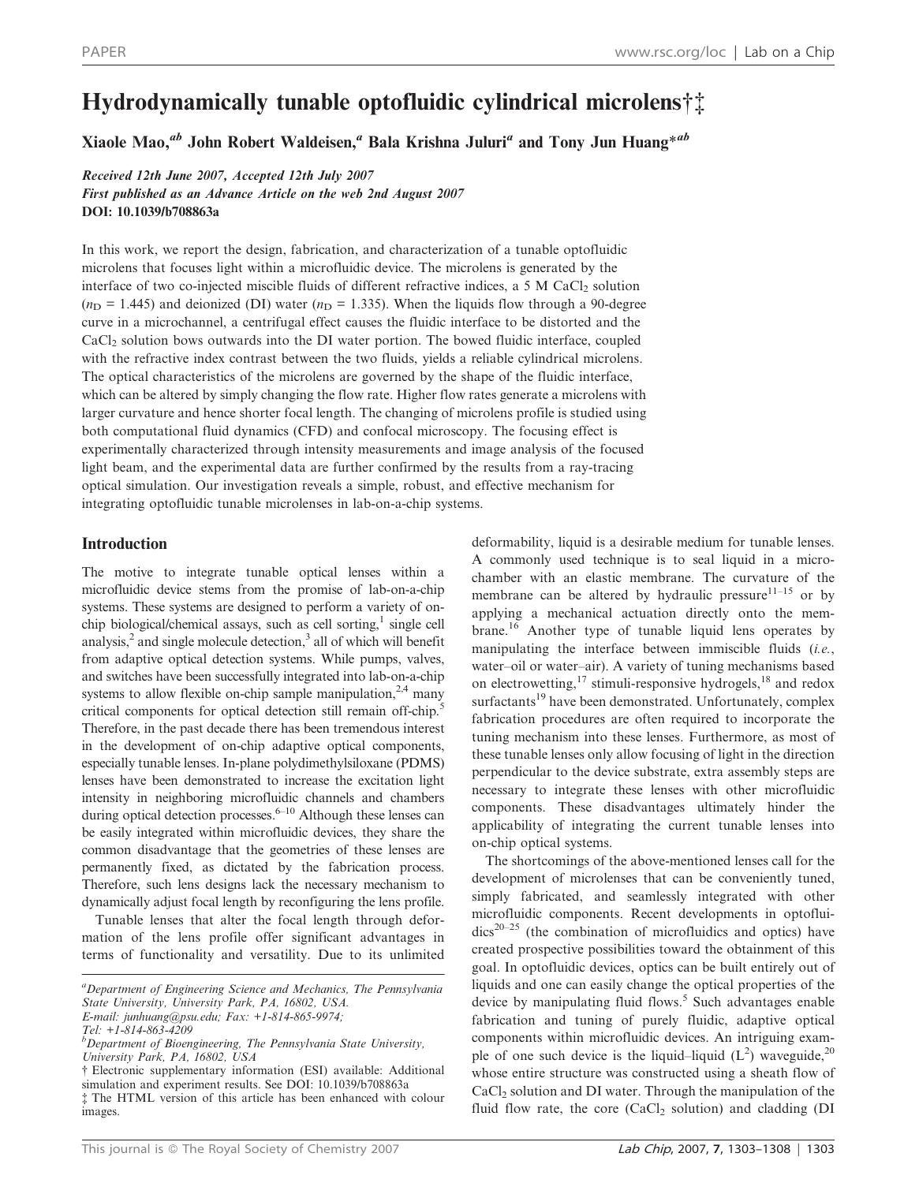# Hydrodynamically tunable optofluidic cylindrical microlens†‡

Xiaole Mao,[ab] John Robert Waldeisen,[a] Bala Krishna Juluri[a] and Tony Jun Huang*[ab]

*Received 12th June 2007, Accepted 12th July 2007*
*First published as an Advance Article on the web 2nd August 2007*
**DOI: 10.1039/b708863a**

In this work, we report the design, fabrication, and characterization of a tunable optofluidic microlens that focuses light within a microfluidic device. The microlens is generated by the interface of two co-injected miscible fluids of different refractive indices, a 5 M $CaCl_2$ solution ($n_D$ = 1.445) and deionized (DI) water ($n_D$ = 1.335). When the liquids flow through a 90-degree curve in a microchannel, a centrifugal effect causes the fluidic interface to be distorted and the $CaCl_2$ solution bows outwards into the DI water portion. The bowed fluidic interface, coupled with the refractive index contrast between the two fluids, yields a reliable cylindrical microlens. The optical characteristics of the microlens are governed by the shape of the fluidic interface, which can be altered by simply changing the flow rate. Higher flow rates generate a microlens with larger curvature and hence shorter focal length. The changing of microlens profile is studied using both computational fluid dynamics (CFD) and confocal microscopy. The focusing effect is experimentally characterized through intensity measurements and image analysis of the focused light beam, and the experimental data are further confirmed by the results from a ray-tracing optical simulation. Our investigation reveals a simple, robust, and effective mechanism for integrating optofluidic tunable microlenses in lab-on-a-chip systems.

## Introduction

The motive to integrate tunable optical lenses within a microfluidic device stems from the promise of lab-on-a-chip systems. These systems are designed to perform a variety of on-chip biological/chemical assays, such as cell sorting,[1] single cell analysis,[2] and single molecule detection,[3] all of which will benefit from adaptive optical detection systems. While pumps, valves, and switches have been successfully integrated into lab-on-a-chip systems to allow flexible on-chip sample manipulation,[2,4] many critical components for optical detection still remain off-chip.[5] Therefore, in the past decade there has been tremendous interest in the development of on-chip adaptive optical components, especially tunable lenses. In-plane polydimethylsiloxane (PDMS) lenses have been demonstrated to increase the excitation light intensity in neighboring microfluidic channels and chambers during optical detection processes.[6–10] Although these lenses can be easily integrated within microfluidic devices, they share the common disadvantage that the geometries of these lenses are permanently fixed, as dictated by the fabrication process. Therefore, such lens designs lack the necessary mechanism to dynamically adjust focal length by reconfiguring the lens profile.

Tunable lenses that alter the focal length through deformation of the lens profile offer significant advantages in terms of functionality and versatility. Due to its unlimited deformability, liquid is a desirable medium for tunable lenses. A commonly used technique is to seal liquid in a microchamber with an elastic membrane. The curvature of the membrane can be altered by hydraulic pressure[11–15] or by applying a mechanical actuation directly onto the membrane.[16] Another type of tunable liquid lens operates by manipulating the interface between immiscible fluids (*i.e.*, water–oil or water–air). A variety of tuning mechanisms based on electrowetting,[17] stimuli-responsive hydrogels,[18] and redox surfactants[19] have been demonstrated. Unfortunately, complex fabrication procedures are often required to incorporate the tuning mechanism into these lenses. Furthermore, as most of these tunable lenses only allow focusing of light in the direction perpendicular to the device substrate, extra assembly steps are necessary to integrate these lenses with other microfluidic components. These disadvantages ultimately hinder the applicability of integrating the current tunable lenses into on-chip optical systems.

The shortcomings of the above-mentioned lenses call for the development of microlenses that can be conveniently tuned, simply fabricated, and seamlessly integrated with other microfluidic components. Recent developments in optofluidics[20–25] (the combination of microfluidics and optics) have created prospective possibilities toward the obtainment of this goal. In optofluidic devices, optics can be built entirely out of liquids and one can easily change the optical properties of the device by manipulating fluid flows.[5] Such advantages enable fabrication and tuning of purely fluidic, adaptive optical components within microfluidic devices. An intriguing example of one such device is the liquid–liquid ($L^2$) waveguide,[20] whose entire structure was constructed using a sheath flow of $CaCl_2$ solution and DI water. Through the manipulation of the fluid flow rate, the core ($CaCl_2$ solution) and cladding (DI

---

[a]Department of Engineering Science and Mechanics, The Pennsylvania State University, University Park, PA, 16802, USA. E-mail: junhuang@psu.edu; Fax: +1-814-865-9974; Tel: +1-814-863-4209
[b]Department of Bioengineering, The Pennsylvania State University, University Park, PA, 16802, USA
† Electronic supplementary information (ESI) available: Additional simulation and experiment results. See DOI: 10.1039/b708863a
‡ The HTML version of this article has been enhanced with colour images.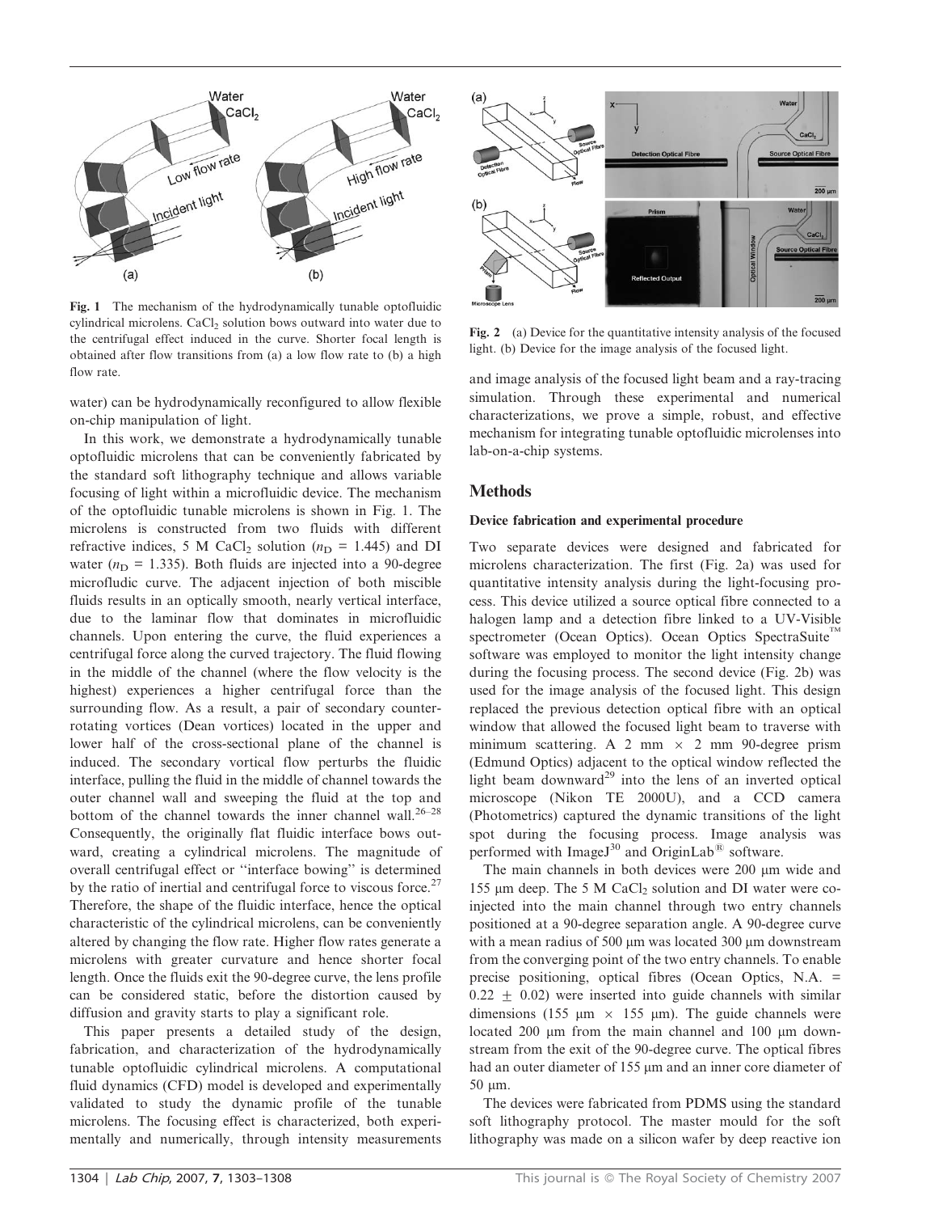Fig. 1 The mechanism of the hydrodynamically tunable optofluidic cylindrical microlens. $CaCl_2$ solution bows outward into water due to the centrifugal effect induced in the curve. Shorter focal length is obtained after flow transitions from (a) a low flow rate to (b) a high flow rate.

Fig. 2 (a) Device for the quantitative intensity analysis of the focused light. (b) Device for the image analysis of the focused light.

water) can be hydrodynamically reconfigured to allow flexible on-chip manipulation of light.

In this work, we demonstrate a hydrodynamically tunable optofluidic microlens that can be conveniently fabricated by the standard soft lithography technique and allows variable focusing of light within a microfluidic device. The mechanism of the optofluidic tunable microlens is shown in Fig. 1. The microlens is constructed from two fluids with different refractive indices, 5 M $CaCl_2$ solution ($n_D$ = 1.445) and DI water ($n_D$ = 1.335). Both fluids are injected into a 90-degree microfludic curve. The adjacent injection of both miscible fluids results in an optically smooth, nearly vertical interface, due to the laminar flow that dominates in microfluidic channels. Upon entering the curve, the fluid experiences a centrifugal force along the curved trajectory. The fluid flowing in the middle of the channel (where the flow velocity is the highest) experiences a higher centrifugal force than the surrounding flow. As a result, a pair of secondary counter-rotating vortices (Dean vortices) located in the upper and lower half of the cross-sectional plane of the channel is induced. The secondary vortical flow perturbs the fluidic interface, pulling the fluid in the middle of channel towards the outer channel wall and sweeping the fluid at the top and bottom of the channel towards the inner channel wall.[26–28] Consequently, the originally flat fluidic interface bows outward, creating a cylindrical microlens. The magnitude of overall centrifugal effect or "interface bowing" is determined by the ratio of inertial and centrifugal force to viscous force.[27] Therefore, the shape of the fluidic interface, hence the optical characteristic of the cylindrical microlens, can be conveniently altered by changing the flow rate. Higher flow rates generate a microlens with greater curvature and hence shorter focal length. Once the fluids exit the 90-degree curve, the lens profile can be considered static, before the distortion caused by diffusion and gravity starts to play a significant role.

This paper presents a detailed study of the design, fabrication, and characterization of the hydrodynamically tunable optofluidic cylindrical microlens. A computational fluid dynamics (CFD) model is developed and experimentally validated to study the dynamic profile of the tunable microlens. The focusing effect is characterized, both experimentally and numerically, through intensity measurements and image analysis of the focused light beam and a ray-tracing simulation. Through these experimental and numerical characterizations, we prove a simple, robust, and effective mechanism for integrating tunable optofluidic microlenses into lab-on-a-chip systems.

## Methods

### Device fabrication and experimental procedure

Two separate devices were designed and fabricated for microlens characterization. The first (Fig. 2a) was used for quantitative intensity analysis during the light-focusing process. This device utilized a source optical fibre connected to a halogen lamp and a detection fibre linked to a UV-Visible spectrometer (Ocean Optics). Ocean Optics SpectraSuite™ software was employed to monitor the light intensity change during the focusing process. The second device (Fig. 2b) was used for the image analysis of the focused light. This design replaced the previous detection optical fibre with an optical window that allowed the focused light beam to traverse with minimum scattering. A 2 mm × 2 mm 90-degree prism (Edmund Optics) adjacent to the optical window reflected the light beam downward[29] into the lens of an inverted optical microscope (Nikon TE 2000U), and a CCD camera (Photometrics) captured the dynamic transitions of the light spot during the focusing process. Image analysis was performed with ImageJ[30] and OriginLab® software.

The main channels in both devices were 200 μm wide and 155 μm deep. The 5 M $CaCl_2$ solution and DI water were co-injected into the main channel through two entry channels positioned at a 90-degree separation angle. A 90-degree curve with a mean radius of 500 μm was located 300 μm downstream from the converging point of the two entry channels. To enable precise positioning, optical fibres (Ocean Optics, N.A. = 0.22 ± 0.02) were inserted into guide channels with similar dimensions (155 μm × 155 μm). The guide channels were located 200 μm from the main channel and 100 μm downstream from the exit of the 90-degree curve. The optical fibres had an outer diameter of 155 μm and an inner core diameter of 50 μm.

The devices were fabricated from PDMS using the standard soft lithography protocol. The master mould for the soft lithography was made on a silicon wafer by deep reactive ion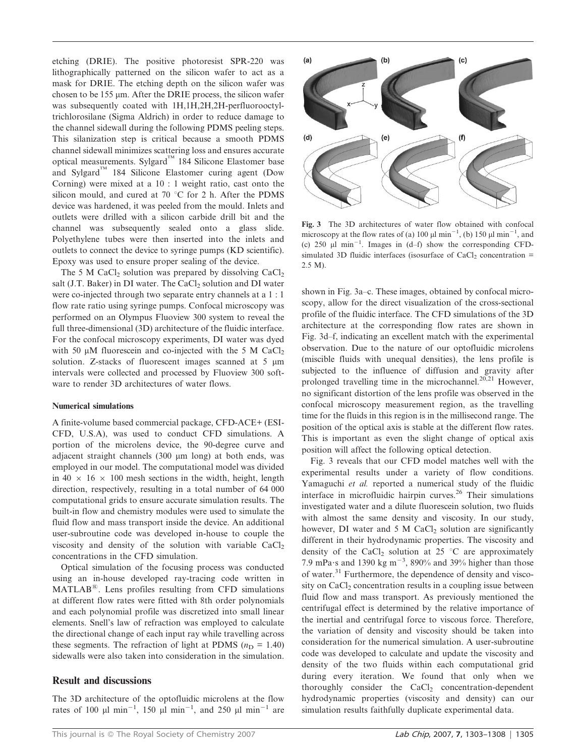etching (DRIE). The positive photoresist SPR-220 was lithographically patterned on the silicon wafer to act as a mask for DRIE. The etching depth on the silicon wafer was chosen to be 155 μm. After the DRIE process, the silicon wafer was subsequently coated with 1H,1H,2H,2H-perfluorooctyltrichlorosilane (Sigma Aldrich) in order to reduce damage to the channel sidewall during the following PDMS peeling steps. This silanization step is critical because a smooth PDMS channel sidewall minimizes scattering loss and ensures accurate optical measurements. Sylgard™ 184 Silicone Elastomer base and Sylgard™ 184 Silicone Elastomer curing agent (Dow Corning) were mixed at a 10 : 1 weight ratio, cast onto the silicon mould, and cured at 70 °C for 2 h. After the PDMS device was hardened, it was peeled from the mould. Inlets and outlets were drilled with a silicon carbide drill bit and the channel was subsequently sealed onto a glass slide. Polyethylene tubes were then inserted into the inlets and outlets to connect the device to syringe pumps (KD scientific). Epoxy was used to ensure proper sealing of the device.

The 5 M $CaCl_2$ solution was prepared by dissolving $CaCl_2$ salt (J.T. Baker) in DI water. The $CaCl_2$ solution and DI water were co-injected through two separate entry channels at a 1 : 1 flow rate ratio using syringe pumps. Confocal microscopy was performed on an Olympus Fluoview 300 system to reveal the full three-dimensional (3D) architecture of the fluidic interface. For the confocal microscopy experiments, DI water was dyed with 50 μM fluorescein and co-injected with the 5 M $CaCl_2$ solution. Z-stacks of fluorescent images scanned at 5 μm intervals were collected and processed by Fluoview 300 software to render 3D architectures of water flows.

#### Numerical simulations

A finite-volume based commercial package, CFD-ACE+ (ESI-CFD, U.S.A), was used to conduct CFD simulations. A portion of the microlens device, the 90-degree curve and adjacent straight channels (300 μm long) at both ends, was employed in our model. The computational model was divided in 40 × 16 × 100 mesh sections in the width, height, length direction, respectively, resulting in a total number of 64 000 computational grids to ensure accurate simulation results. The built-in flow and chemistry modules were used to simulate the fluid flow and mass transport inside the device. An additional user-subroutine code was developed in-house to couple the viscosity and density of the solution with variable $CaCl_2$ concentrations in the CFD simulation.

Optical simulation of the focusing process was conducted using an in-house developed ray-tracing code written in MATLAB®. Lens profiles resulting from CFD simulations at different flow rates were fitted with 8th order polynomials and each polynomial profile was discretized into small linear elements. Snell's law of refraction was employed to calculate the directional change of each input ray while travelling across these segments. The refraction of light at PDMS ($n_D$ = 1.40) sidewalls were also taken into consideration in the simulation.

## Result and discussions

The 3D architecture of the optofluidic microlens at the flow rates of 100 μl min$^{-1}$, 150 μl min$^{-1}$, and 250 μl min$^{-1}$ are shown in Fig. 3a–c. These images, obtained by confocal microscopy, allow for the direct visualization of the cross-sectional profile of the fluidic interface. The CFD simulations of the 3D architecture at the corresponding flow rates are shown in Fig. 3d–f, indicating an excellent match with the experimental observation. Due to the nature of our optofluidic microlens (miscible fluids with unequal densities), the lens profile is subjected to the influence of diffusion and gravity after prolonged travelling time in the microchannel.[20,21] However, no significant distortion of the lens profile was observed in the confocal microscopy measurement region, as the travelling time for the fluids in this region is in the millisecond range. The position of the optical axis is stable at the different flow rates. This is important as even the slight change of optical axis position will affect the following optical detection.

**Fig. 3** The 3D architectures of water flow obtained with confocal microscopy at the flow rates of (a) 100 μl min$^{-1}$, (b) 150 μl min$^{-1}$, and (c) 250 μl min$^{-1}$. Images in (d–f) show the corresponding CFD-simulated 3D fluidic interfaces (isosurface of $CaCl_2$ concentration = 2.5 M).

Fig. 3 reveals that our CFD model matches well with the experimental results under a variety of flow conditions. Yamaguchi *et al.* reported a numerical study of the fluidic interface in microfluidic hairpin curves.[26] Their simulations investigated water and a dilute fluorescein solution, two fluids with almost the same density and viscosity. In our study, however, DI water and 5 M $CaCl_2$ solution are significantly different in their hydrodynamic properties. The viscosity and density of the $CaCl_2$ solution at 25 °C are approximately 7.9 mPa·s and 1390 kg m$^{-3}$, 890% and 39% higher than those of water.[31] Furthermore, the dependence of density and viscosity on $CaCl_2$ concentration results in a coupling issue between fluid flow and mass transport. As previously mentioned the centrifugal effect is determined by the relative importance of the inertial and centrifugal force to viscous force. Therefore, the variation of density and viscosity should be taken into consideration for the numerical simulation. A user-subroutine code was developed to calculate and update the viscosity and density of the two fluids within each computational grid during every iteration. We found that only when we thoroughly consider the $CaCl_2$ concentration-dependent hydrodynamic properties (viscosity and density) can our simulation results faithfully duplicate experimental data.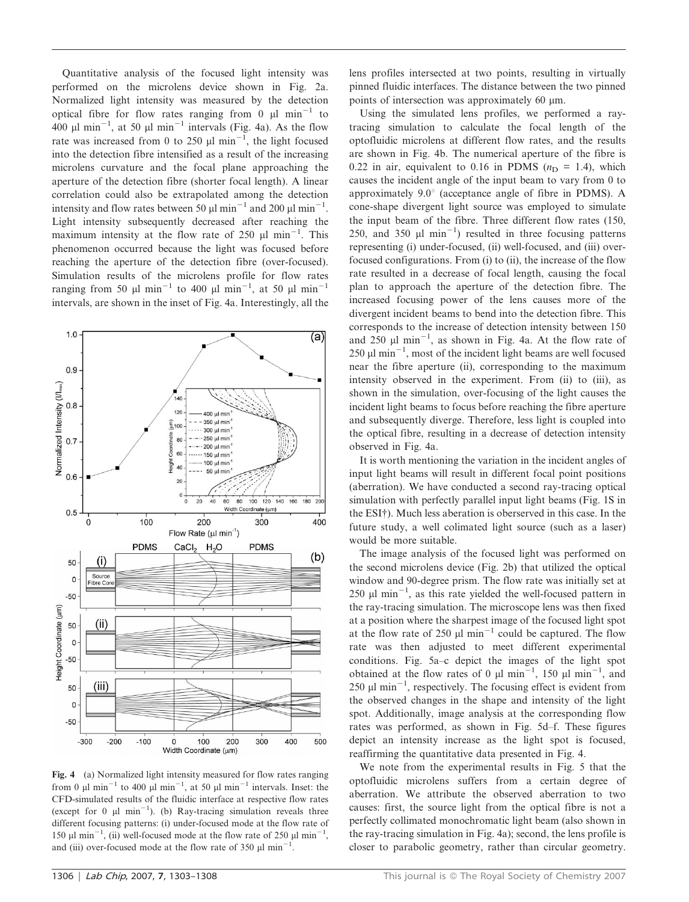Quantitative analysis of the focused light intensity was performed on the microlens device shown in Fig. 2a. Normalized light intensity was measured by the detection optical fibre for flow rates ranging from 0 μl min$^{-1}$ to 400 μl min$^{-1}$, at 50 μl min$^{-1}$ intervals (Fig. 4a). As the flow rate was increased from 0 to 250 μl min$^{-1}$, the light focused into the detection fibre intensified as a result of the increasing microlens curvature and the focal plane approaching the aperture of the detection fibre (shorter focal length). A linear correlation could also be extrapolated among the detection intensity and flow rates between 50 μl min$^{-1}$ and 200 μl min$^{-1}$. Light intensity subsequently decreased after reaching the maximum intensity at the flow rate of 250 μl min$^{-1}$. This phenomenon occurred because the light was focused before reaching the aperture of the detection fibre (over-focused). Simulation results of the microlens profile for flow rates ranging from 50 μl min$^{-1}$ to 400 μl min$^{-1}$, at 50 μl min$^{-1}$ intervals, are shown in the inset of Fig. 4a. Interestingly, all the lens profiles intersected at two points, resulting in virtually pinned fluidic interfaces. The distance between the two pinned points of intersection was approximately 60 μm.

**Fig. 4** (a) Normalized light intensity measured for flow rates ranging from 0 μl min$^{-1}$ to 400 μl min$^{-1}$, at 50 μl min$^{-1}$ intervals. Inset: the CFD-simulated results of the fluidic interface at respective flow rates (except for 0 μl min$^{-1}$). (b) Ray-tracing simulation reveals three different focusing patterns: (i) under-focused mode at the flow rate of 150 μl min$^{-1}$, (ii) well-focused mode at the flow rate of 250 μl min$^{-1}$, and (iii) over-focused mode at the flow rate of 350 μl min$^{-1}$.

Using the simulated lens profiles, we performed a ray-tracing simulation to calculate the focal length of the optofluidic microlens at different flow rates, and the results are shown in Fig. 4b. The numerical aperture of the fibre is 0.22 in air, equivalent to 0.16 in PDMS ($n_D$ = 1.4), which causes the incident angle of the input beam to vary from 0 to approximately 9.0° (acceptance angle of fibre in PDMS). A cone-shape divergent light source was employed to simulate the input beam of the fibre. Three different flow rates (150, 250, and 350 μl min$^{-1}$) resulted in three focusing patterns representing (i) under-focused, (ii) well-focused, and (iii) over-focused configurations. From (i) to (ii), the increase of the flow rate resulted in a decrease of focal length, causing the focal plan to approach the aperture of the detection fibre. The increased focusing power of the lens causes more of the divergent incident beams to bend into the detection fibre. This corresponds to the increase of detection intensity between 150 and 250 μl min$^{-1}$, as shown in Fig. 4a. At the flow rate of 250 μl min$^{-1}$, most of the incident light beams are well focused near the fibre aperture (ii), corresponding to the maximum intensity observed in the experiment. From (ii) to (iii), as shown in the simulation, over-focusing of the light causes the incident light beams to focus before reaching the fibre aperture and subsequently diverge. Therefore, less light is coupled into the optical fibre, resulting in a decrease of detection intensity observed in Fig. 4a.

It is worth mentioning the variation in the incident angles of input light beams will result in different focal point positions (aberration). We have conducted a second ray-tracing optical simulation with perfectly parallel input light beams (Fig. 1S in the ESI†). Much less aberation is oberserved in this case. In the future study, a well colimated light source (such as a laser) would be more suitable.

The image analysis of the focused light was performed on the second microlens device (Fig. 2b) that utilized the optical window and 90-degree prism. The flow rate was initially set at 250 μl min$^{-1}$, as this rate yielded the well-focused pattern in the ray-tracing simulation. The microscope lens was then fixed at a position where the sharpest image of the focused light spot at the flow rate of 250 μl min$^{-1}$ could be captured. The flow rate was then adjusted to meet different experimental conditions. Fig. 5a–c depict the images of the light spot obtained at the flow rates of 0 μl min$^{-1}$, 150 μl min$^{-1}$, and 250 μl min$^{-1}$, respectively. The focusing effect is evident from the observed changes in the shape and intensity of the light spot. Additionally, image analysis at the corresponding flow rates was performed, as shown in Fig. 5d–f. These figures depict an intensity increase as the light spot is focused, reaffirming the quantitative data presented in Fig. 4.

We note from the experimental results in Fig. 5 that the optofluidic microlens suffers from a certain degree of aberration. We attribute the observed aberration to two causes: first, the source light from the optical fibre is not a perfectly collimated monochromatic light beam (also shown in the ray-tracing simulation in Fig. 4a); second, the lens profile is closer to parabolic geometry, rather than circular geometry.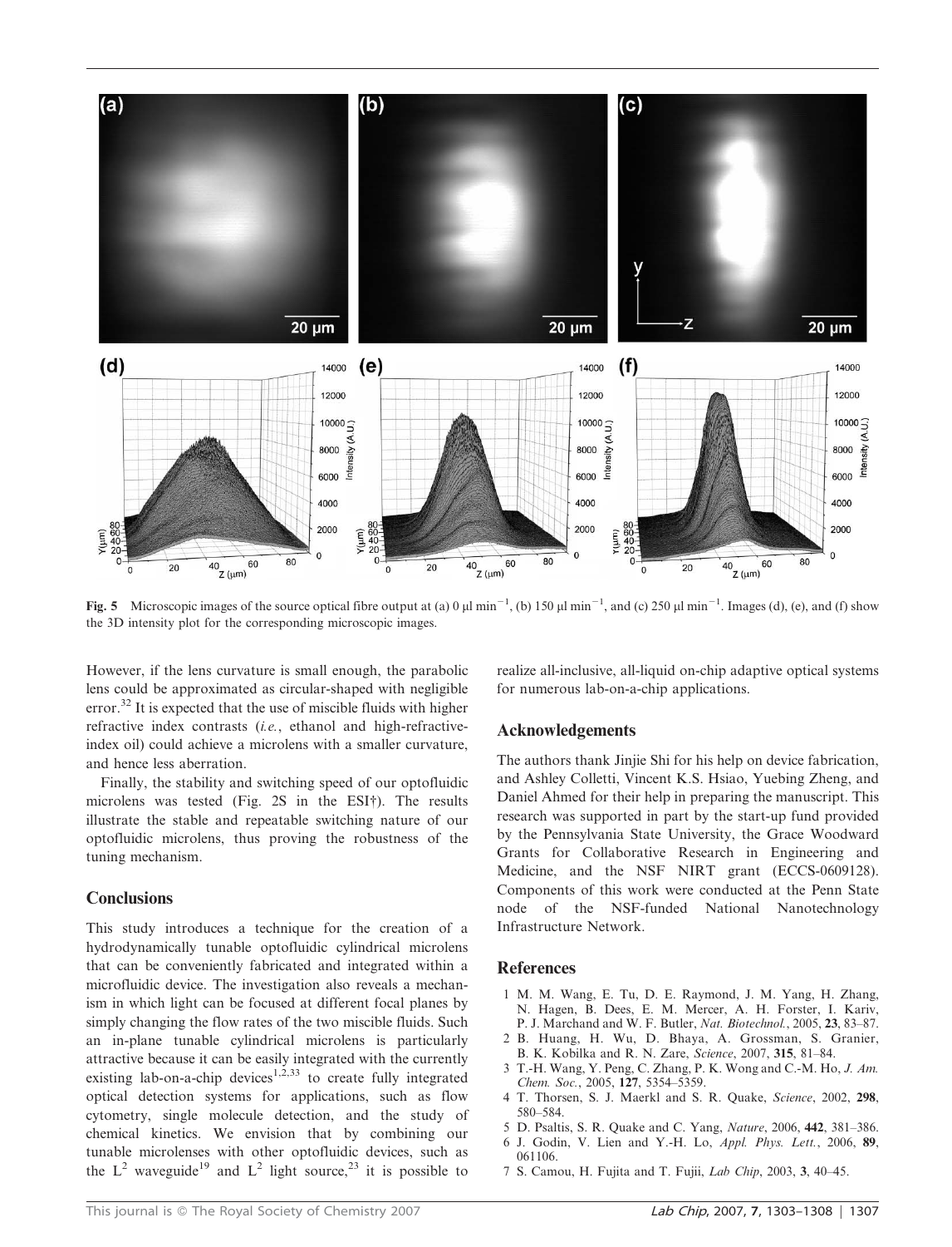Fig. 5 Microscopic images of the source optical fibre output at (a) 0 μl min$^{-1}$, (b) 150 μl min$^{-1}$, and (c) 250 μl min$^{-1}$. Images (d), (e), and (f) show the 3D intensity plot for the corresponding microscopic images.

However, if the lens curvature is small enough, the parabolic lens could be approximated as circular-shaped with negligible error.[32] It is expected that the use of miscible fluids with higher refractive index contrasts (*i.e.*, ethanol and high-refractive-index oil) could achieve a microlens with a smaller curvature, and hence less aberration.

Finally, the stability and switching speed of our optofluidic microlens was tested (Fig. 2S in the ESI†). The results illustrate the stable and repeatable switching nature of our optofluidic microlens, thus proving the robustness of the tuning mechanism.

## Conclusions

This study introduces a technique for the creation of a hydrodynamically tunable optofluidic cylindrical microlens that can be conveniently fabricated and integrated within a microfluidic device. The investigation also reveals a mechanism in which light can be focused at different focal planes by simply changing the flow rates of the two miscible fluids. Such an in-plane tunable cylindrical microlens is particularly attractive because it can be easily integrated with the currently existing lab-on-a-chip devices[1,2,33] to create fully integrated optical detection systems for applications, such as flow cytometry, single molecule detection, and the study of chemical kinetics. We envision that by combining our tunable microlenses with other optofluidic devices, such as the $L^2$ waveguide[19] and $L^2$ light source,[23] it is possible to realize all-inclusive, all-liquid on-chip adaptive optical systems for numerous lab-on-a-chip applications.

## Acknowledgements

The authors thank Jinjie Shi for his help on device fabrication, and Ashley Colletti, Vincent K.S. Hsiao, Yuebing Zheng, and Daniel Ahmed for their help in preparing the manuscript. This research was supported in part by the start-up fund provided by the Pennsylvania State University, the Grace Woodward Grants for Collaborative Research in Engineering and Medicine, and the NSF NIRT grant (ECCS-0609128). Components of this work were conducted at the Penn State node of the NSF-funded National Nanotechnology Infrastructure Network.

## References

1. M. M. Wang, E. Tu, D. E. Raymond, J. M. Yang, H. Zhang, N. Hagen, B. Dees, E. M. Mercer, A. H. Forster, I. Kariv, P. J. Marchand and W. F. Butler, *Nat. Biotechnol.*, 2005, **23**, 83–87.
2. B. Huang, H. Wu, D. Bhaya, A. Grossman, S. Granier, B. K. Kobilka and R. N. Zare, *Science*, 2007, **315**, 81–84.
3. T.-H. Wang, Y. Peng, C. Zhang, P. K. Wong and C.-M. Ho, *J. Am. Chem. Soc.*, 2005, **127**, 5354–5359.
4. T. Thorsen, S. J. Maerkl and S. R. Quake, *Science*, 2002, **298**, 580–584.
5. D. Psaltis, S. R. Quake and C. Yang, *Nature*, 2006, **442**, 381–386.
6. J. Godin, V. Lien and Y.-H. Lo, *Appl. Phys. Lett.*, 2006, **89**, 061106.
7. S. Camou, H. Fujita and T. Fujii, *Lab Chip*, 2003, **3**, 40–45.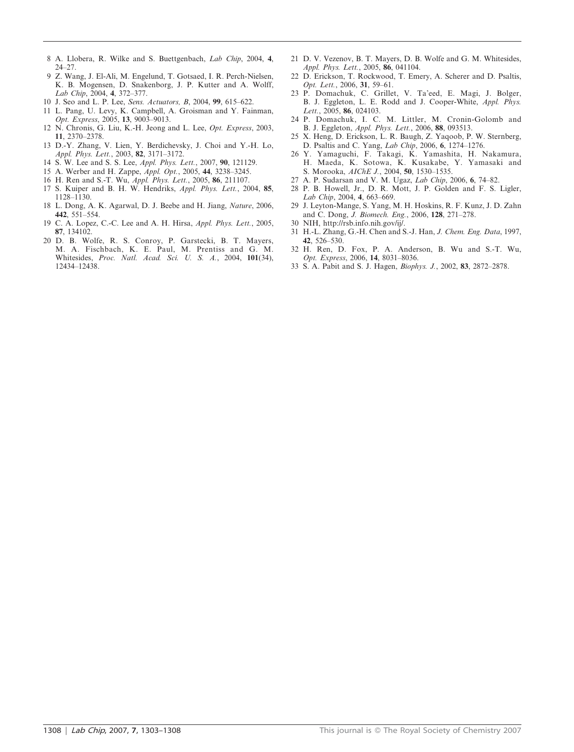8 A. Llobera, R. Wilke and S. Buettgenbach, *Lab Chip*, 2004, **4**, 24–27.

9 Z. Wang, J. El-Ali, M. Engelund, T. Gotsaed, I. R. Perch-Nielsen, K. B. Mogensen, D. Snakenborg, J. P. Kutter and A. Wolff, *Lab Chip*, 2004, **4**, 372–377.

10 J. Seo and L. P. Lee, *Sens. Actuators, B*, 2004, **99**, 615–622.

11 L. Pang, U. Levy, K. Campbell, A. Groisman and Y. Fainman, *Opt. Express*, 2005, **13**, 9003–9013.

12 N. Chronis, G. Liu, K.-H. Jeong and L. Lee, *Opt. Express*, 2003, **11**, 2370–2378.

13 D.-Y. Zhang, V. Lien, Y. Berdichevsky, J. Choi and Y.-H. Lo, *Appl. Phys. Lett.*, 2003, **82**, 3171–3172.

14 S. W. Lee and S. S. Lee, *Appl. Phys. Lett.*, 2007, **90**, 121129.

15 A. Werber and H. Zappe, *Appl. Opt.*, 2005, **44**, 3238–3245.

16 H. Ren and S.-T. Wu, *Appl. Phys. Lett.*, 2005, **86**, 211107.

17 S. Kuiper and B. H. W. Hendriks, *Appl. Phys. Lett.*, 2004, **85**, 1128–1130.

18 L. Dong, A. K. Agarwal, D. J. Beebe and H. Jiang, *Nature*, 2006, **442**, 551–554.

19 C. A. Lopez, C.-C. Lee and A. H. Hirsa, *Appl. Phys. Lett.*, 2005, **87**, 134102.

20 D. B. Wolfe, R. S. Conroy, P. Garstecki, B. T. Mayers, M. A. Fischbach, K. E. Paul, M. Prentiss and G. M. Whitesides, *Proc. Natl. Acad. Sci. U. S. A.*, 2004, **101**(34), 12434–12438.

21 D. V. Vezenov, B. T. Mayers, D. B. Wolfe and G. M. Whitesides, *Appl. Phys. Lett.*, 2005, **86**, 041104.

22 D. Erickson, T. Rockwood, T. Emery, A. Scherer and D. Psaltis, *Opt. Lett.*, 2006, **31**, 59–61.

23 P. Domachuk, C. Grillet, V. Ta'eed, E. Magi, J. Bolger, B. J. Eggleton, L. E. Rodd and J. Cooper-White, *Appl. Phys. Lett.*, 2005, **86**, 024103.

24 P. Domachuk, I. C. M. Littler, M. Cronin-Golomb and B. J. Eggleton, *Appl. Phys. Lett.*, 2006, **88**, 093513.

25 X. Heng, D. Erickson, L. R. Baugh, Z. Yaqoob, P. W. Sternberg, D. Psaltis and C. Yang, *Lab Chip*, 2006, **6**, 1274–1276.

26 Y. Yamaguchi, F. Takagi, K. Yamashita, H. Nakamura, H. Maeda, K. Sotowa, K. Kusakabe, Y. Yamasaki and S. Morooka, *AIChE J.*, 2004, **50**, 1530–1535.

27 A. P. Sudarsan and V. M. Ugaz, *Lab Chip*, 2006, **6**, 74–82.

28 P. B. Howell, Jr., D. R. Mott, J. P. Golden and F. S. Ligler, *Lab Chip*, 2004, **4**, 663–669.

29 J. Leyton-Mange, S. Yang, M. H. Hoskins, R. F. Kunz, J. D. Zahn and C. Dong, *J. Biomech. Eng.*, 2006, **128**, 271–278.

30 NIH, http://rsb.info.nih.gov/ij/.

31 H.-L. Zhang, G.-H. Chen and S.-J. Han, *J. Chem. Eng. Data*, 1997, **42**, 526–530.

32 H. Ren, D. Fox, P. A. Anderson, B. Wu and S.-T. Wu, *Opt. Express*, 2006, **14**, 8031–8036.

33 S. A. Pabit and S. J. Hagen, *Biophys. J.*, 2002, **83**, 2872–2878.